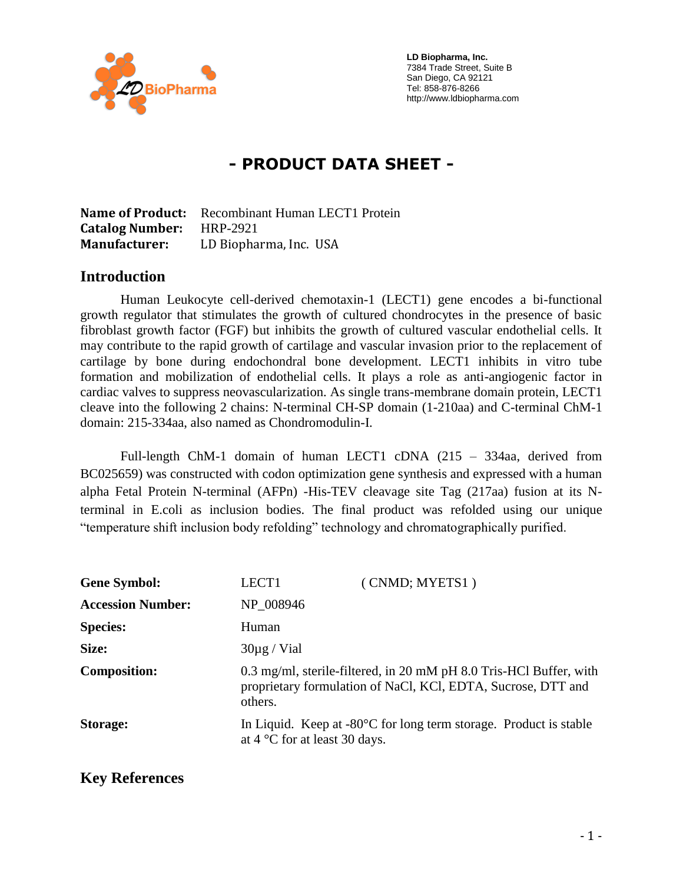LD Biopharma, Inc.
7384 Trade Street, Suite B
San Diego, CA 92121
Tel: 858-876-8266
http://www.ldbiopharma.com

# - PRODUCT DATA SHEET -

**Name of Product:** Recombinant Human LECT1 Protein
**Catalog Number:** HRP-2921
**Manufacturer:** LD Biopharma, Inc. USA

## Introduction

Human Leukocyte cell-derived chemotaxin-1 (LECT1) gene encodes a bi-functional growth regulator that stimulates the growth of cultured chondrocytes in the presence of basic fibroblast growth factor (FGF) but inhibits the growth of cultured vascular endothelial cells. It may contribute to the rapid growth of cartilage and vascular invasion prior to the replacement of cartilage by bone during endochondral bone development. LECT1 inhibits in vitro tube formation and mobilization of endothelial cells. It plays a role as anti-angiogenic factor in cardiac valves to suppress neovascularization. As single trans-membrane domain protein, LECT1 cleave into the following 2 chains: N-terminal CH-SP domain (1-210aa) and C-terminal ChM-1 domain: 215-334aa, also named as Chondromodulin-I.

Full-length ChM-1 domain of human LECT1 cDNA (215 – 334aa, derived from BC025659) was constructed with codon optimization gene synthesis and expressed with a human alpha Fetal Protein N-terminal (AFPn) -His-TEV cleavage site Tag (217aa) fusion at its N-terminal in E.coli as inclusion bodies. The final product was refolded using our unique "temperature shift inclusion body refolding" technology and chromatographically purified.

| | | |
|---|---|---|
| **Gene Symbol:** | LECT1 | ( CNMD; MYETS1 ) |
| **Accession Number:** | NP_008946 | |
| **Species:** | Human | |
| **Size:** | 30µg / Vial | |
| **Composition:** | 0.3 mg/ml, sterile-filtered, in 20 mM pH 8.0 Tris-HCl Buffer, with proprietary formulation of NaCl, KCl, EDTA, Sucrose, DTT and others. | |
| **Storage:** | In Liquid. Keep at -80°C for long term storage. Product is stable at 4 °C for at least 30 days. | |

## Key References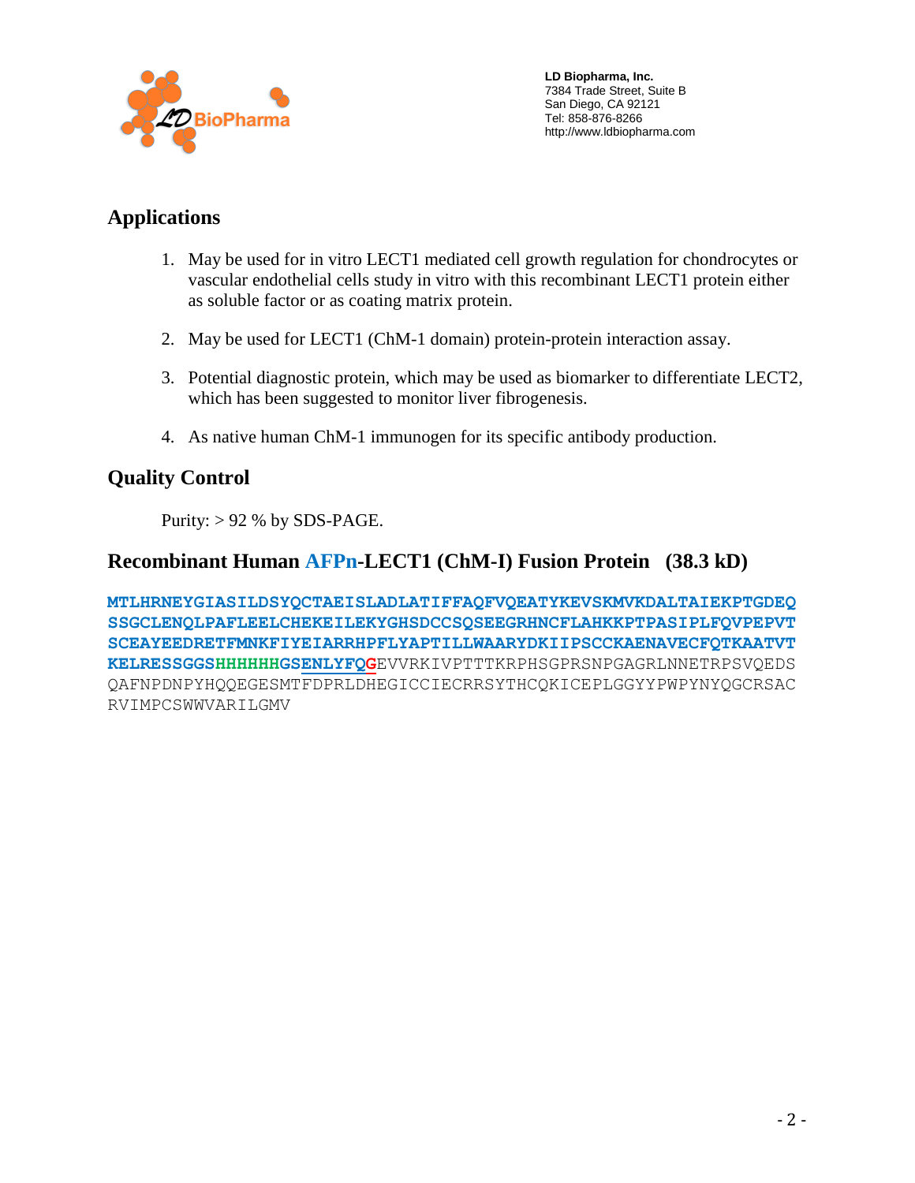LD Biopharma, Inc.
7384 Trade Street, Suite B
San Diego, CA 92121
Tel: 858-876-8266
http://www.ldbiopharma.com

## Applications

1. May be used for in vitro LECT1 mediated cell growth regulation for chondrocytes or vascular endothelial cells study in vitro with this recombinant LECT1 protein either as soluble factor or as coating matrix protein.

2. May be used for LECT1 (ChM-1 domain) protein-protein interaction assay.

3. Potential diagnostic protein, which may be used as biomarker to differentiate LECT2, which has been suggested to monitor liver fibrogenesis.

4. As native human ChM-1 immunogen for its specific antibody production.

## Quality Control

Purity: > 92 % by SDS-PAGE.

## Recombinant Human AFPn-LECT1 (ChM-I) Fusion Protein (38.3 kD)

**MTLHRNEYGIASILDSYQCTAEISLADLATIFFAQFVQEATYKEVSKMVKDALTAIEKPTGDEQ SSGCLENQLPAFLEELCHEKEILEKYGHSDCCSQSEEGRHNCFLAHKKPTPASIPLFQVPEPVT SCEAYEEDRETFMNKFIYEIARRHPFLYAPTILLWAARYDKIIPSCCKAENAVECFQTKAATVT KELRESSGGSHHHHHHGSENLYFQG**EVVRKIVPTTTKRPHSGPRSNPGAGRLNNETRPSVQEDS QAFNPDNPYHQQEGESMTFDPRLDHEGICCIECRRSYTHCQKICEPLGGYYPWPYNYQGCRSAC RVIMPCSWWVARILGMV